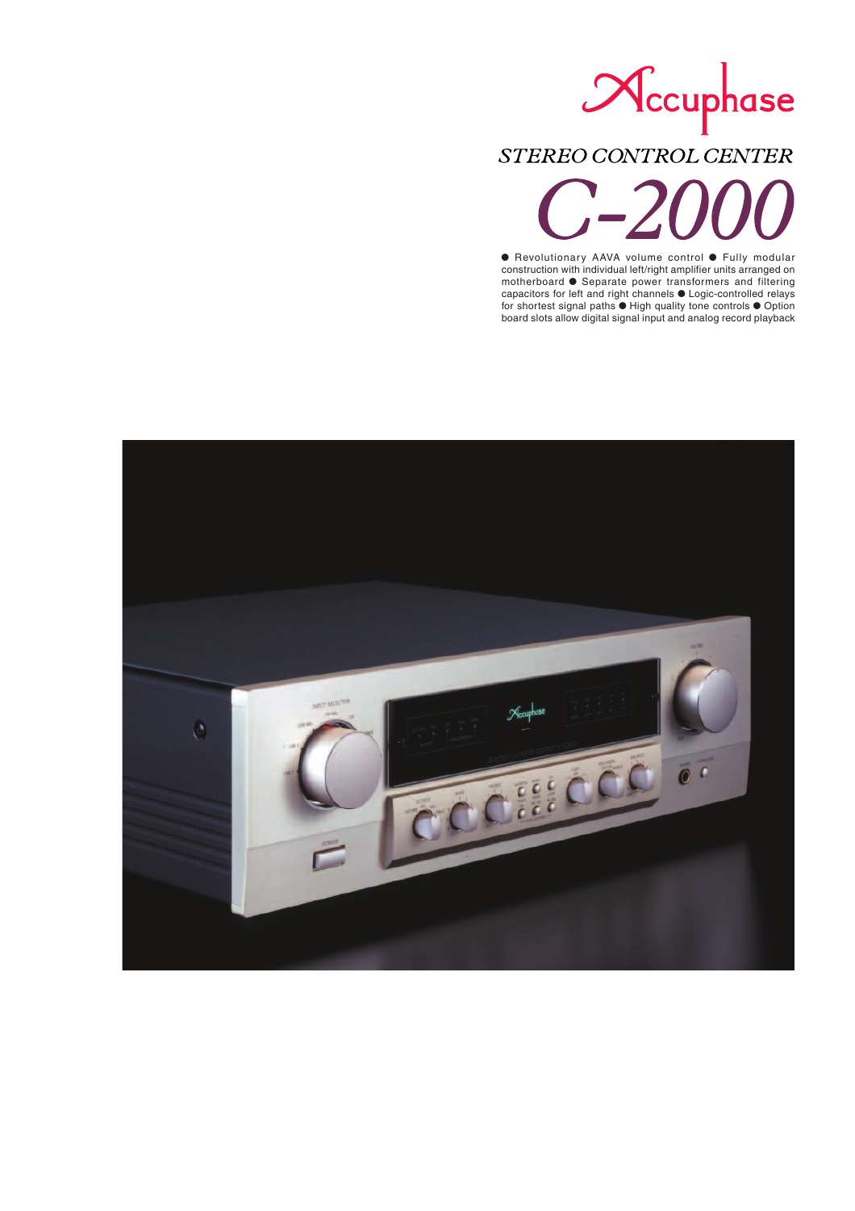# Accuphase

## STEREO CONTROL CENTER

# C-2000

● Revolutionary AAVA volume control ● Fully modular construction with individual left/right amplifier units arranged on motherboard ● Separate power transformers and filtering capacitors for left and right channels ● Logic-controlled relays for shortest signal paths ● High quality tone controls ● Option board slots allow digital signal input and analog record playback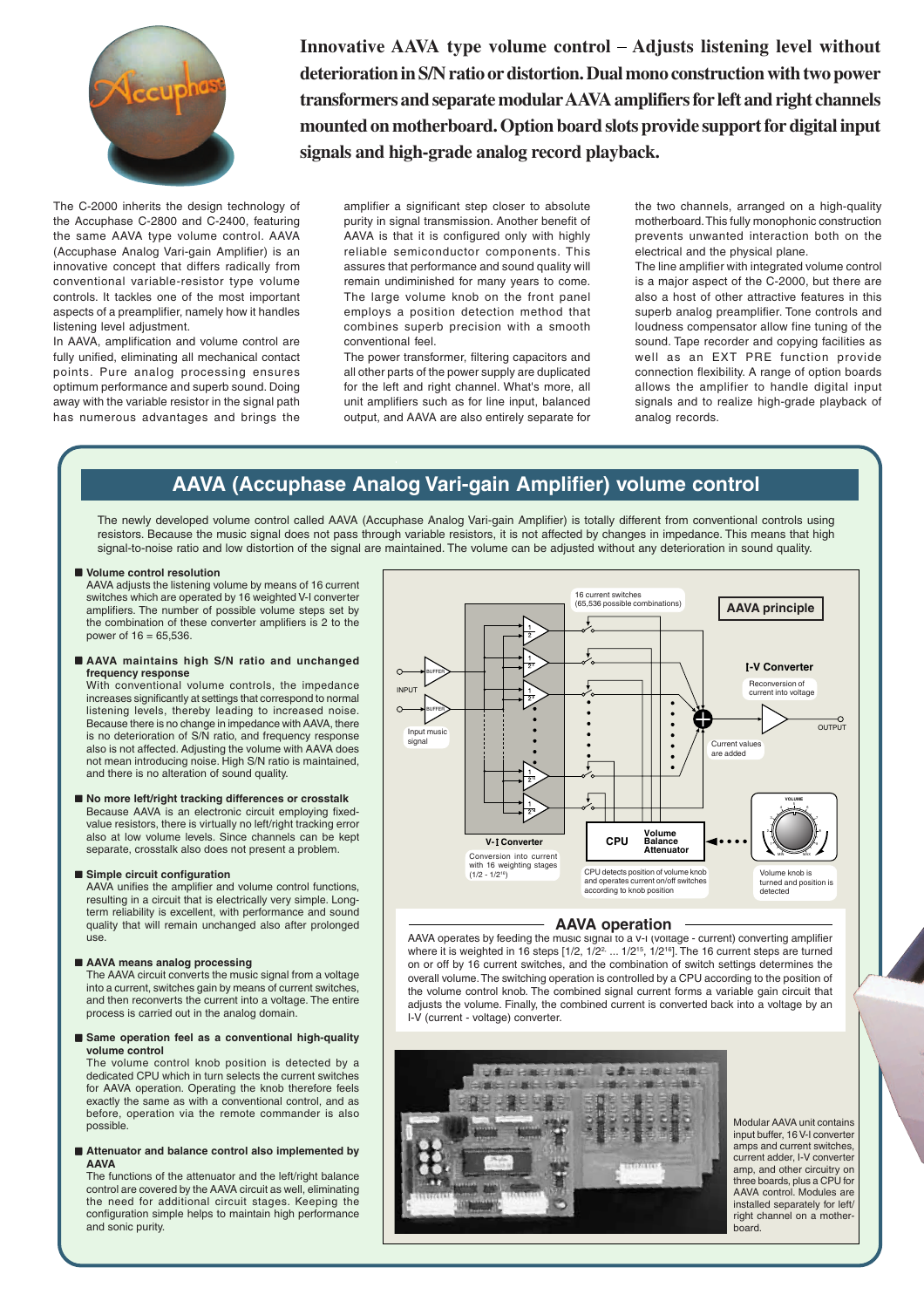**Innovative AAVA type volume control – Adjusts listening level without deterioration in S/N ratio or distortion. Dual mono construction with two power transformers and separate modular AAVA amplifiers for left and right channels mounted on motherboard. Option board slots provide support for digital input signals and high-grade analog record playback.**

The C-2000 inherits the design technology of the Accuphase C-2800 and C-2400, featuring the same AAVA type volume control. AAVA (Accuphase Analog Vari-gain Amplifier) is an innovative concept that differs radically from conventional variable-resistor type volume controls. It tackles one of the most important aspects of a preamplifier, namely how it handles listening level adjustment.

In AAVA, amplification and volume control are fully unified, eliminating all mechanical contact points. Pure analog processing ensures optimum performance and superb sound. Doing away with the variable resistor in the signal path has numerous advantages and brings the amplifier a significant step closer to absolute purity in signal transmission. Another benefit of AAVA is that it is configured only with highly reliable semiconductor components. This assures that performance and sound quality will remain undiminished for many years to come. The large volume knob on the front panel employs a position detection method that combines superb precision with a smooth conventional feel.

The power transformer, filtering capacitors and all other parts of the power supply are duplicated for the left and right channel. What's more, all unit amplifiers such as for line input, balanced output, and AAVA are also entirely separate for the two channels, arranged on a high-quality motherboard. This fully monophonic construction prevents unwanted interaction both on the electrical and the physical plane.

The line amplifier with integrated volume control is a major aspect of the C-2000, but there are also a host of other attractive features in this superb analog preamplifier. Tone controls and loudness compensator allow fine tuning of the sound. Tape recorder and copying facilities as well as an EXT PRE function provide connection flexibility. A range of option boards allows the amplifier to handle digital input signals and to realize high-grade playback of analog records.

## AAVA (Accuphase Analog Vari-gain Amplifier) volume control

The newly developed volume control called AAVA (Accuphase Analog Vari-gain Amplifier) is totally different from conventional controls using resistors. Because the music signal does not pass through variable resistors, it is not affected by changes in impedance. This means that high signal-to-noise ratio and low distortion of the signal are maintained. The volume can be adjusted without any deterioration in sound quality.

- **Volume control resolution**
  AAVA adjusts the listening volume by means of 16 current switches which are operated by 16 weighted V-I converter amplifiers. The number of possible volume steps set by the combination of these converter amplifiers is 2 to the power of 16 = 65,536.

- **AAVA maintains high S/N ratio and unchanged frequency response**
  With conventional volume controls, the impedance increases significantly at settings that correspond to normal listening levels, thereby leading to increased noise. Because there is no change in impedance with AAVA, there is no deterioration of S/N ratio, and frequency response also is not affected. Adjusting the volume with AAVA does not mean introducing noise. High S/N ratio is maintained, and there is no alteration of sound quality.

- **No more left/right tracking differences or crosstalk**
  Because AAVA is an electronic circuit employing fixed-value resistors, there is virtually no left/right tracking error also at low volume levels. Since channels can be kept separate, crosstalk also does not present a problem.

- **Simple circuit configuration**
  AAVA unifies the amplifier and volume control functions, resulting in a circuit that is electrically very simple. Long-term reliability is excellent, with performance and sound quality that will remain unchanged also after prolonged use.

- **AAVA means analog processing**
  The AAVA circuit converts the music signal from a voltage into a current, switches gain by means of current switches, and then reconverts the current into a voltage. The entire process is carried out in the analog domain.

- **Same operation feel as a conventional high-quality volume control**
  The volume control knob position is detected by a dedicated CPU which in turn selects the current switches for AAVA operation. Operating the knob therefore feels exactly the same as with a conventional control, and as before, operation via the remote commander is also possible.

- **Attenuator and balance control also implemented by AAVA**
  The functions of the attenuator and the left/right balance control are covered by the AAVA circuit as well, eliminating the need for additional circuit stages. Keeping the configuration simple helps to maintain high performance and sonic purity.

**AAVA principle**

16 current switches (65,536 possible combinations) · INPUT · BUFFER · Input music signal · V-I Converter — Conversion into current with 16 weighting stages ($1/2$ - $1/2^{16}$) · I-V Converter — Reconversion of current into voltage · Current values are added · OUTPUT · CPU · Volume Balance Attenuator — CPU detects position of volume knob and operates current on/off switches according to knob position · VOLUME — Volume knob is turned and position is detected

### AAVA operation

AAVA operates by feeding the music signal to a V-I (voltage - current) converting amplifier where it is weighted in 16 steps [$1/2$, $1/2^2$ ... $1/2^{15}$, $1/2^{16}$]. The 16 current steps are turned on or off by 16 current switches, and the combination of switch settings determines the overall volume. The switching operation is controlled by a CPU according to the position of the volume control knob. The combined signal current forms a variable gain circuit that adjusts the volume. Finally, the combined current is converted back into a voltage by an I-V (current - voltage) converter.

Modular AAVA unit contains input buffer, 16 V-I converter amps and current switches, current adder, I-V converter amp, and other circuitry on three boards, plus a CPU for AAVA control. Modules are installed separately for left/right channel on a motherboard.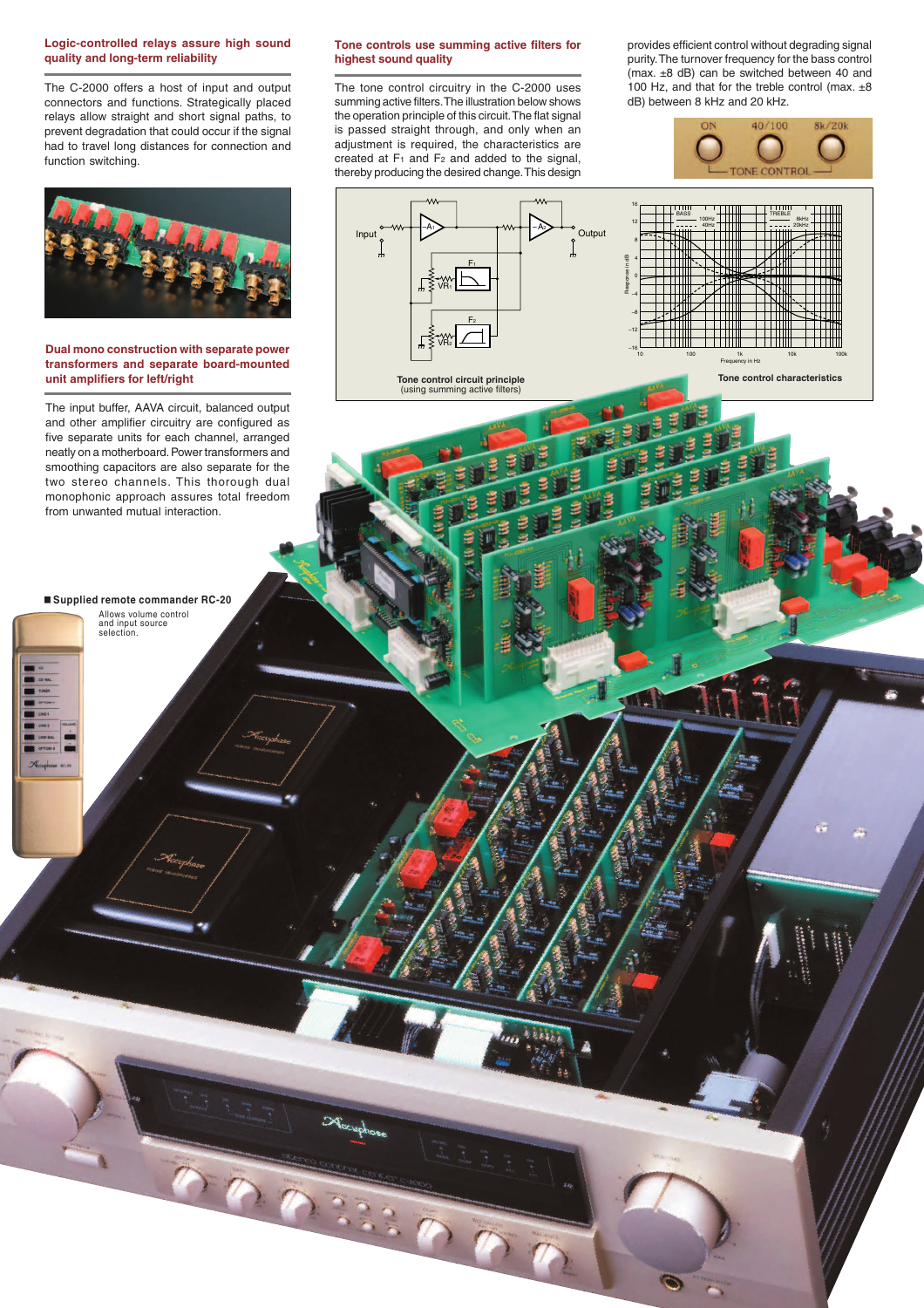## Logic-controlled relays assure high sound quality and long-term reliability

The C-2000 offers a host of input and output connectors and functions. Strategically placed relays allow straight and short signal paths, to prevent degradation that could occur if the signal had to travel long distances for connection and function switching.

## Dual mono construction with separate power transformers and separate board-mounted unit amplifiers for left/right

The input buffer, AAVA circuit, balanced output and other amplifier circuitry are configured as five separate units for each channel, arranged neatly on a motherboard. Power transformers and smoothing capacitors are also separate for the two stereo channels. This thorough dual monophonic approach assures total freedom from unwanted mutual interaction.

## Tone controls use summing active filters for highest sound quality

The tone control circuitry in the C-2000 uses summing active filters. The illustration below shows the operation principle of this circuit. The flat signal is passed straight through, and only when an adjustment is required, the characteristics are created at $F_1$ and $F_2$ and added to the signal, thereby producing the desired change. This design provides efficient control without degrading signal purity. The turnover frequency for the bass control (max. ±8 dB) can be switched between 40 and 100 Hz, and that for the treble control (max. ±8 dB) between 8 kHz and 20 kHz.

**Tone control circuit principle** (using summing active filters)

**Tone control characteristics**

■ **Supplied remote commander RC-20**

Allows volume control and input source selection.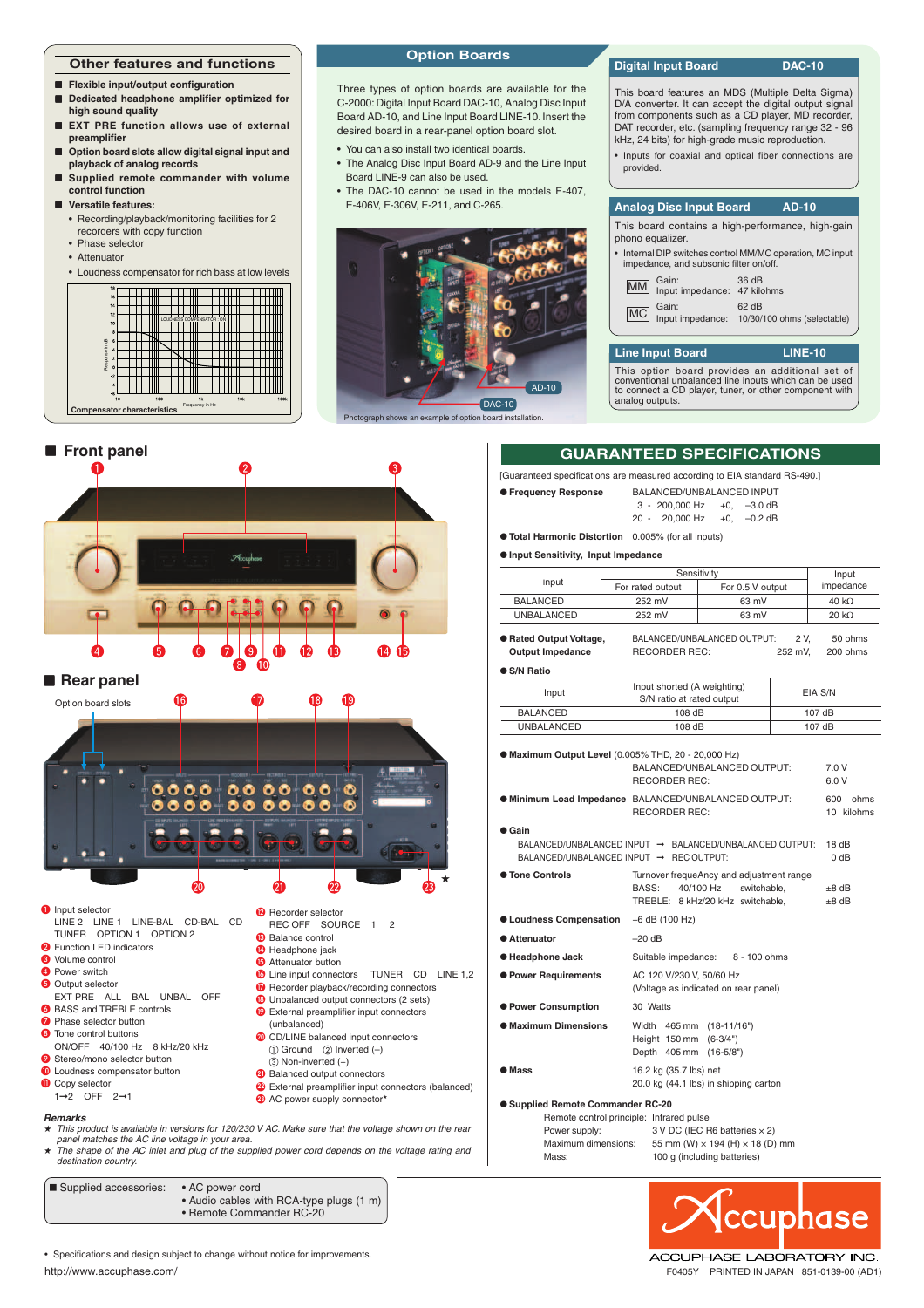## Other features and functions

- **Flexible input/output configuration**
- **Dedicated headphone amplifier optimized for high sound quality**
- **EXT PRE function allows use of external preamplifier**
- **Option board slots allow digital signal input and playback of analog records**
- **Supplied remote commander with volume control function**
- **Versatile features:**
  - Recording/playback/monitoring facilities for 2 recorders with copy function
  - Phase selector
  - Attenuator
  - Loudness compensator for rich bass at low levels

LOUDNESS COMPENSATOR : ON
Response in dB
Frequency in Hz
10 100 1k 10k 100k

Compensator characteristics

## Option Boards

Three types of option boards are available for the C-2000: Digital Input Board DAC-10, Analog Disc Input Board AD-10, and Line Input Board LINE-10. Insert the desired board in a rear-panel option board slot.

- You can also install two identical boards.
- The Analog Disc Input Board AD-9 and the Line Input Board LINE-9 can also be used.
- The DAC-10 cannot be used in the models E-407, E-406V, E-306V, E-211, and C-265.

AD-10
DAC-10

Photograph shows an example of option board installation.

### Digital Input Board DAC-10

This board features an MDS (Multiple Delta Sigma) D/A converter. It can accept the digital output signal from components such as a CD player, MD recorder, DAT recorder, etc. (sampling frequency range 32 - 96 kHz, 24 bits) for high-grade music reproduction.

- Inputs for coaxial and optical fiber connections are provided.

### Analog Disc Input Board AD-10

This board contains a high-performance, high-gain phono equalizer.

- Internal DIP switches control MM/MC operation, MC input impedance, and subsonic filter on/off.

| | | |
|---|---|---|
| MM | Gain: | 36 dB |
| | Input impedance: | 47 kilohms |
| MC | Gain: | 62 dB |
| | Input impedance: | 10/30/100 ohms (selectable) |

### Line Input Board LINE-10

This option board provides an additional set of conventional unbalanced line inputs which can be used to connect a CD player, tuner, or other component with analog outputs.

## Front panel

## Rear panel

Option board slots

1. Input selector
   LINE 2 LINE 1 LINE-BAL CD-BAL CD TUNER OPTION 1 OPTION 2
2. Function LED indicators
3. Volume control
4. Power switch
5. Output selector
   EXT PRE ALL BAL UNBAL OFF
6. BASS and TREBLE controls
7. Phase selector button
8. Tone control buttons
   ON/OFF 40/100 Hz 8 kHz/20 kHz
9. Stereo/mono selector button
10. Loudness compensator button
11. Copy selector
    1→2 OFF 2→1
12. Recorder selector
    REC OFF SOURCE 1 2
13. Balance control
14. Headphone jack
15. Attenuator button
16. Line input connectors TUNER CD LINE 1,2
17. Recorder playback/recording connectors
18. Unbalanced output connectors (2 sets)
19. External preamplifier input connectors (unbalanced)
20. CD/LINE balanced input connectors
    ① Ground ② Inverted (–)
    ③ Non-inverted (+)
21. Balanced output connectors
22. External preamplifier input connectors (balanced)
23. AC power supply connector*

***Remarks***

★ *This product is available in versions for 120/230 V AC. Make sure that the voltage shown on the rear panel matches the AC line voltage in your area.*

★ *The shape of the AC inlet and plug of the supplied power cord depends on the voltage rating and destination country.*

■ Supplied accessories:
- AC power cord
- Audio cables with RCA-type plugs (1 m)
- Remote Commander RC-20

## GUARANTEED SPECIFICATIONS

[Guaranteed specifications are measured according to EIA standard RS-490.]

● **Frequency Response**
BALANCED/UNBALANCED INPUT
3 - 200,000 Hz +0, –3.0 dB
20 - 20,000 Hz +0, –0.2 dB

● **Total Harmonic Distortion** 0.005% (for all inputs)

● **Input Sensitivity, Input Impedance**

| Input | Sensitivity | | Input impedance |
|---|---|---|---|
| | For rated output | For 0.5 V output | |
| BALANCED | 252 mV | 63 mV | 40 kΩ |
| UNBALANCED | 252 mV | 63 mV | 20 kΩ |

● **Rated Output Voltage, Output Impedance**
BALANCED/UNBALANCED OUTPUT: 2 V, 50 ohms
RECORDER REC: 252 mV, 200 ohms

● **S/N Ratio**

| Input | Input shorted (A weighting) S/N ratio at rated output | EIA S/N |
|---|---|---|
| BALANCED | 108 dB | 107 dB |
| UNBALANCED | 108 dB | 107 dB |

● **Maximum Output Level** (0.005% THD, 20 - 20,000 Hz)
BALANCED/UNBALANCED OUTPUT: 7.0 V
RECORDER REC: 6.0 V

● **Minimum Load Impedance**
BALANCED/UNBALANCED OUTPUT: 600 ohms
RECORDER REC: 10 kilohms

● **Gain**
BALANCED/UNBALANCED INPUT → BALANCED/UNBALANCED OUTPUT: 18 dB
BALANCED/UNBALANCED INPUT → REC OUTPUT: 0 dB

● **Tone Controls**
Turnover frequeAncy and adjustment range
BASS: 40/100 Hz switchable, ±8 dB
TREBLE: 8 kHz/20 kHz switchable, ±8 dB

● **Loudness Compensation** +6 dB (100 Hz)

● **Attenuator** –20 dB

● **Headphone Jack** Suitable impedance: 8 - 100 ohms

● **Power Requirements** AC 120 V/230 V, 50/60 Hz
(Voltage as indicated on rear panel)

● **Power Consumption** 30 Watts

● **Maximum Dimensions**
Width 465 mm (18-11/16")
Height 150 mm (6-3/4")
Depth 405 mm (16-5/8")

● **Mass**
16.2 kg (35.7 lbs) net
20.0 kg (44.1 lbs) in shipping carton

● **Supplied Remote Commander RC-20**
Remote control principle: Infrared pulse
Power supply: 3 V DC (IEC R6 batteries × 2)
Maximum dimensions: 55 mm (W) × 194 (H) × 18 (D) mm
Mass: 100 g (including batteries)

Accuphase

ACCUPHASE LABORATORY INC.

- Specifications and design subject to change without notice for improvements.

http://www.accuphase.com/

F0405Y PRINTED IN JAPAN 851-0139-00 (AD1)